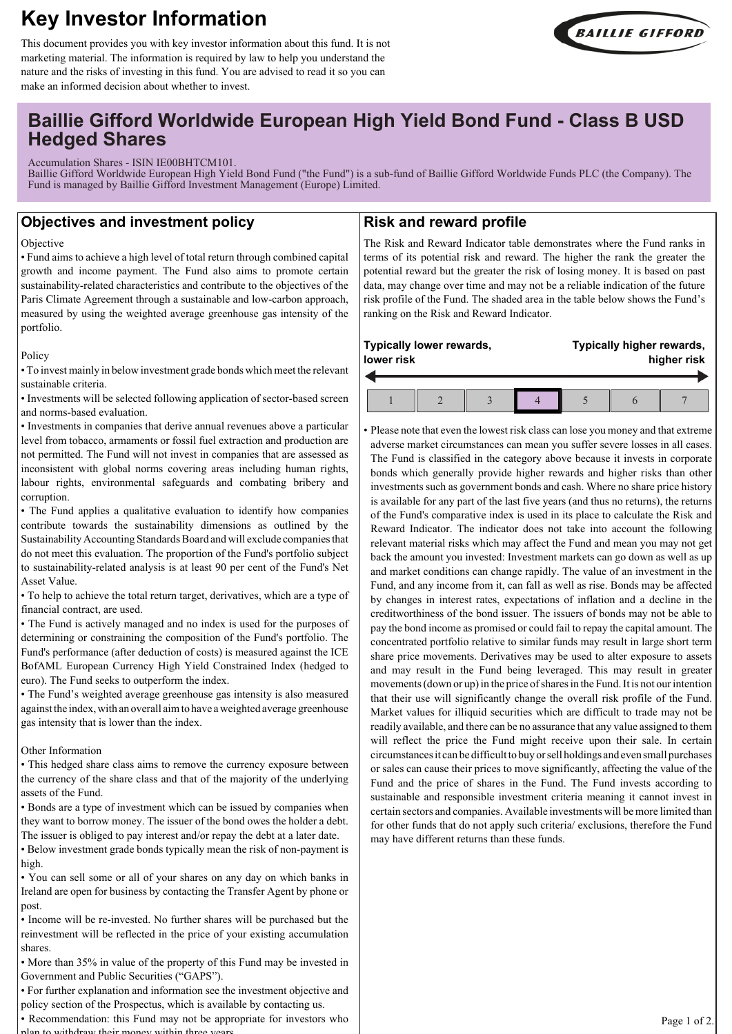# Key Investor Information

This document provides you with key investor information about this fund. It is not marketing material. The information is required by law to help you understand the nature and the risks of investing in this fund. You are advised to read it so you can make an informed decision about whether to invest.

## Baillie Gifford Worldwide European High Yield Bond Fund - Class B USD Hedged Shares

Accumulation Shares - ISIN IE00BHTCM101.
Baillie Gifford Worldwide European High Yield Bond Fund ("the Fund") is a sub-fund of Baillie Gifford Worldwide Funds PLC (the Company). The Fund is managed by Baillie Gifford Investment Management (Europe) Limited.

## Objectives and investment policy

Objective

- Fund aims to achieve a high level of total return through combined capital growth and income payment. The Fund also aims to promote certain sustainability-related characteristics and contribute to the objectives of the Paris Climate Agreement through a sustainable and low-carbon approach, measured by using the weighted average greenhouse gas intensity of the portfolio.

Policy

- To invest mainly in below investment grade bonds which meet the relevant sustainable criteria.
- Investments will be selected following application of sector-based screen and norms-based evaluation.
- Investments in companies that derive annual revenues above a particular level from tobacco, armaments or fossil fuel extraction and production are not permitted. The Fund will not invest in companies that are assessed as inconsistent with global norms covering areas including human rights, labour rights, environmental safeguards and combating bribery and corruption.
- The Fund applies a qualitative evaluation to identify how companies contribute towards the sustainability dimensions as outlined by the Sustainability Accounting Standards Board and will exclude companies that do not meet this evaluation. The proportion of the Fund's portfolio subject to sustainability-related analysis is at least 90 per cent of the Fund's Net Asset Value.
- To help to achieve the total return target, derivatives, which are a type of financial contract, are used.
- The Fund is actively managed and no index is used for the purposes of determining or constraining the composition of the Fund's portfolio. The Fund's performance (after deduction of costs) is measured against the ICE BofAML European Currency High Yield Constrained Index (hedged to euro). The Fund seeks to outperform the index.
- The Fund's weighted average greenhouse gas intensity is also measured against the index, with an overall aim to have a weighted average greenhouse gas intensity that is lower than the index.

Other Information

- This hedged share class aims to remove the currency exposure between the currency of the share class and that of the majority of the underlying assets of the Fund.
- Bonds are a type of investment which can be issued by companies when they want to borrow money. The issuer of the bond owes the holder a debt. The issuer is obliged to pay interest and/or repay the debt at a later date.
- Below investment grade bonds typically mean the risk of non-payment is high.
- You can sell some or all of your shares on any day on which banks in Ireland are open for business by contacting the Transfer Agent by phone or post.
- Income will be re-invested. No further shares will be purchased but the reinvestment will be reflected in the price of your existing accumulation shares.
- More than 35% in value of the property of this Fund may be invested in Government and Public Securities ("GAPS").
- For further explanation and information see the investment objective and policy section of the Prospectus, which is available by contacting us.
- Recommendation: this Fund may not be appropriate for investors who plan to withdraw their money within three years.

## Risk and reward profile

The Risk and Reward Indicator table demonstrates where the Fund ranks in terms of its potential risk and reward. The higher the rank the greater the potential reward but the greater the risk of losing money. It is based on past data, may change over time and may not be a reliable indication of the future risk profile of the Fund. The shaded area in the table below shows the Fund's ranking on the Risk and Reward Indicator.

**Typically lower rewards, lower risk** ← → **Typically higher rewards, higher risk**

| 1 | 2 | 3 | **4** | 5 | 6 | 7 |
|---|---|---|---|---|---|---|

- Please note that even the lowest risk class can lose you money and that extreme adverse market circumstances can mean you suffer severe losses in all cases. The Fund is classified in the category above because it invests in corporate bonds which generally provide higher rewards and higher risks than other investments such as government bonds and cash. Where no share price history is available for any part of the last five years (and thus no returns), the returns of the Fund's comparative index is used in its place to calculate the Risk and Reward Indicator. The indicator does not take into account the following relevant material risks which may affect the Fund and mean you may not get back the amount you invested: Investment markets can go down as well as up and market conditions can change rapidly. The value of an investment in the Fund, and any income from it, can fall as well as rise. Bonds may be affected by changes in interest rates, expectations of inflation and a decline in the creditworthiness of the bond issuer. The issuers of bonds may not be able to pay the bond income as promised or could fail to repay the capital amount. The concentrated portfolio relative to similar funds may result in large short term share price movements. Derivatives may be used to alter exposure to assets and may result in the Fund being leveraged. This may result in greater movements (down or up) in the price of shares in the Fund. It is not our intention that their use will significantly change the overall risk profile of the Fund. Market values for illiquid securities which are difficult to trade may not be readily available, and there can be no assurance that any value assigned to them will reflect the price the Fund might receive upon their sale. In certain circumstances it can be difficult to buy or sell holdings and even small purchases or sales can cause their prices to move significantly, affecting the value of the Fund and the price of shares in the Fund. The Fund invests according to sustainable and responsible investment criteria meaning it cannot invest in certain sectors and companies. Available investments will be more limited than for other funds that do not apply such criteria/ exclusions, therefore the Fund may have different returns than these funds.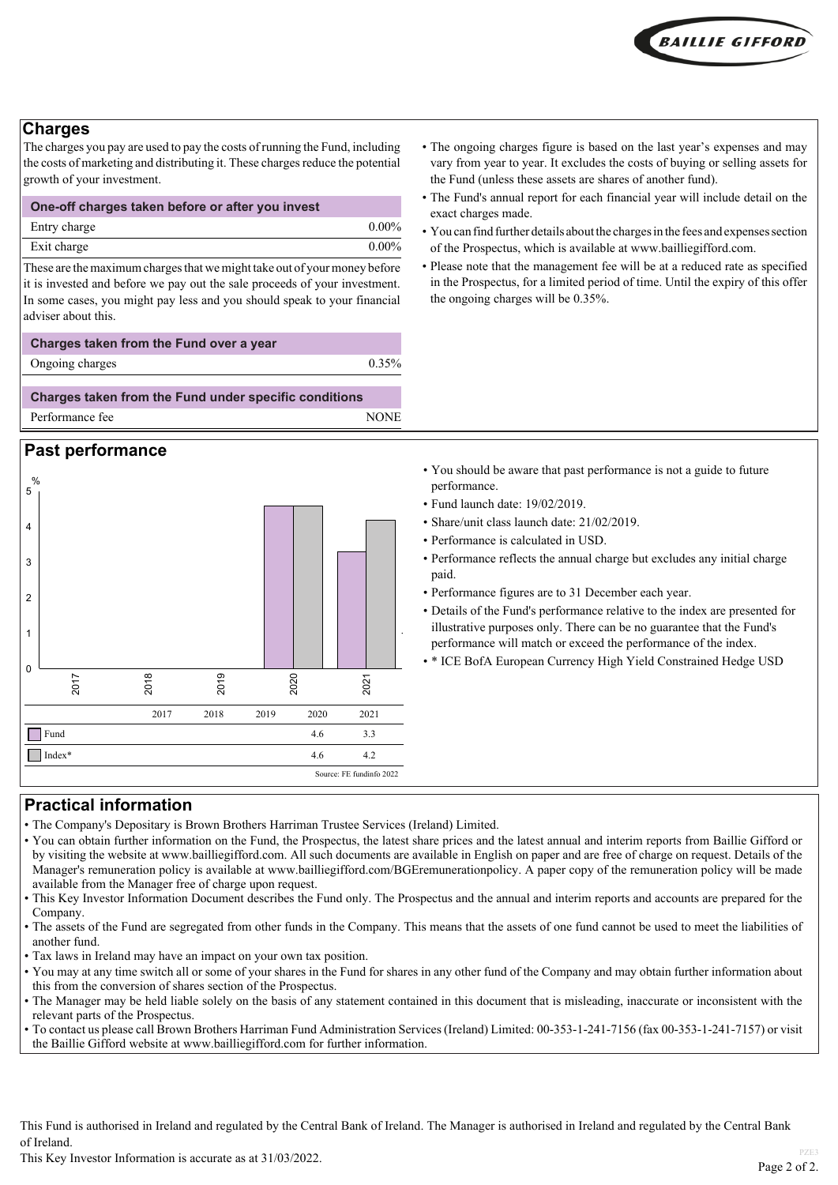## Charges

The charges you pay are used to pay the costs of running the Fund, including the costs of marketing and distributing it. These charges reduce the potential growth of your investment.

| One-off charges taken before or after you invest | |
|---|---|
| Entry charge | 0.00% |
| Exit charge | 0.00% |

These are the maximum charges that we might take out of your money before it is invested and before we pay out the sale proceeds of your investment. In some cases, you might pay less and you should speak to your financial adviser about this.

| Charges taken from the Fund over a year | |
|---|---|
| Ongoing charges | 0.35% |

| Charges taken from the Fund under specific conditions | |
|---|---|
| Performance fee | NONE |

- The ongoing charges figure is based on the last year's expenses and may vary from year to year. It excludes the costs of buying or selling assets for the Fund (unless these assets are shares of another fund).
- The Fund's annual report for each financial year will include detail on the exact charges made.
- You can find further details about the charges in the fees and expenses section of the Prospectus, which is available at www.bailliegifford.com.
- Please note that the management fee will be at a reduced rate as specified in the Prospectus, for a limited period of time. Until the expiry of this offer the ongoing charges will be 0.35%.

## Past performance

%

5
4
3
2
1
0

2017 2018 2019 2020 2021

| | 2017 | 2018 | 2019 | 2020 | 2021 |
|---|---|---|---|---|---|
| Fund | | | | 4.6 | 3.3 |
| Index* | | | | 4.6 | 4.2 |

Source: FE fundinfo 2022

- You should be aware that past performance is not a guide to future performance.
- Fund launch date: 19/02/2019.
- Share/unit class launch date: 21/02/2019.
- Performance is calculated in USD.
- Performance reflects the annual charge but excludes any initial charge paid.
- Performance figures are to 31 December each year.
- Details of the Fund's performance relative to the index are presented for illustrative purposes only. There can be no guarantee that the Fund's performance will match or exceed the performance of the index.
- * ICE BofA European Currency High Yield Constrained Hedge USD

## Practical information

- The Company's Depositary is Brown Brothers Harriman Trustee Services (Ireland) Limited.
- You can obtain further information on the Fund, the Prospectus, the latest share prices and the latest annual and interim reports from Baillie Gifford or by visiting the website at www.bailliegifford.com. All such documents are available in English on paper and are free of charge on request. Details of the Manager's remuneration policy is available at www.bailliegifford.com/BGEremunerationpolicy. A paper copy of the remuneration policy will be made available from the Manager free of charge upon request.
- This Key Investor Information Document describes the Fund only. The Prospectus and the annual and interim reports and accounts are prepared for the Company.
- The assets of the Fund are segregated from other funds in the Company. This means that the assets of one fund cannot be used to meet the liabilities of another fund.
- Tax laws in Ireland may have an impact on your own tax position.
- You may at any time switch all or some of your shares in the Fund for shares in any other fund of the Company and may obtain further information about this from the conversion of shares section of the Prospectus.
- The Manager may be held liable solely on the basis of any statement contained in this document that is misleading, inaccurate or inconsistent with the relevant parts of the Prospectus.
- To contact us please call Brown Brothers Harriman Fund Administration Services (Ireland) Limited: 00-353-1-241-7156 (fax 00-353-1-241-7157) or visit the Baillie Gifford website at www.bailliegifford.com for further information.

This Fund is authorised in Ireland and regulated by the Central Bank of Ireland. The Manager is authorised in Ireland and regulated by the Central Bank of Ireland.

This Key Investor Information is accurate as at 31/03/2022.